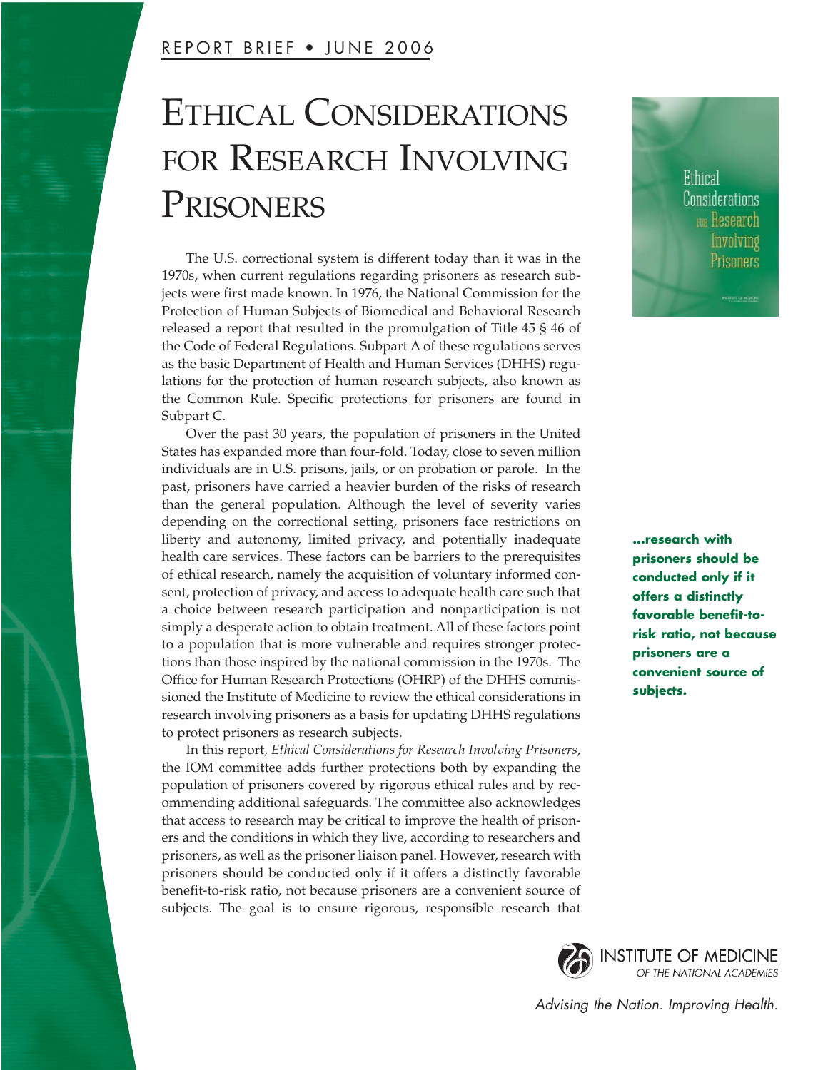REPORT BRIEF • JUNE 2006

# Ethical Considerations for Research Involving Prisoners

The U.S. correctional system is different today than it was in the 1970s, when current regulations regarding prisoners as research subjects were first made known. In 1976, the National Commission for the Protection of Human Subjects of Biomedical and Behavioral Research released a report that resulted in the promulgation of Title 45 § 46 of the Code of Federal Regulations. Subpart A of these regulations serves as the basic Department of Health and Human Services (DHHS) regulations for the protection of human research subjects, also known as the Common Rule. Specific protections for prisoners are found in Subpart C.

Over the past 30 years, the population of prisoners in the United States has expanded more than four-fold. Today, close to seven million individuals are in U.S. prisons, jails, or on probation or parole. In the past, prisoners have carried a heavier burden of the risks of research than the general population. Although the level of severity varies depending on the correctional setting, prisoners face restrictions on liberty and autonomy, limited privacy, and potentially inadequate health care services. These factors can be barriers to the prerequisites of ethical research, namely the acquisition of voluntary informed consent, protection of privacy, and access to adequate health care such that a choice between research participation and nonparticipation is not simply a desperate action to obtain treatment. All of these factors point to a population that is more vulnerable and requires stronger protections than those inspired by the national commission in the 1970s. The Office for Human Research Protections (OHRP) of the DHHS commissioned the Institute of Medicine to review the ethical considerations in research involving prisoners as a basis for updating DHHS regulations to protect prisoners as research subjects.

**...research with prisoners should be conducted only if it offers a distinctly favorable benefit-to-risk ratio, not because prisoners are a convenient source of subjects.**

In this report, *Ethical Considerations for Research Involving Prisoners*, the IOM committee adds further protections both by expanding the population of prisoners covered by rigorous ethical rules and by recommending additional safeguards. The committee also acknowledges that access to research may be critical to improve the health of prisoners and the conditions in which they live, according to researchers and prisoners, as well as the prisoner liaison panel. However, research with prisoners should be conducted only if it offers a distinctly favorable benefit-to-risk ratio, not because prisoners are a convenient source of subjects. The goal is to ensure rigorous, responsible research that

INSTITUTE OF MEDICINE
OF THE NATIONAL ACADEMIES

*Advising the Nation. Improving Health.*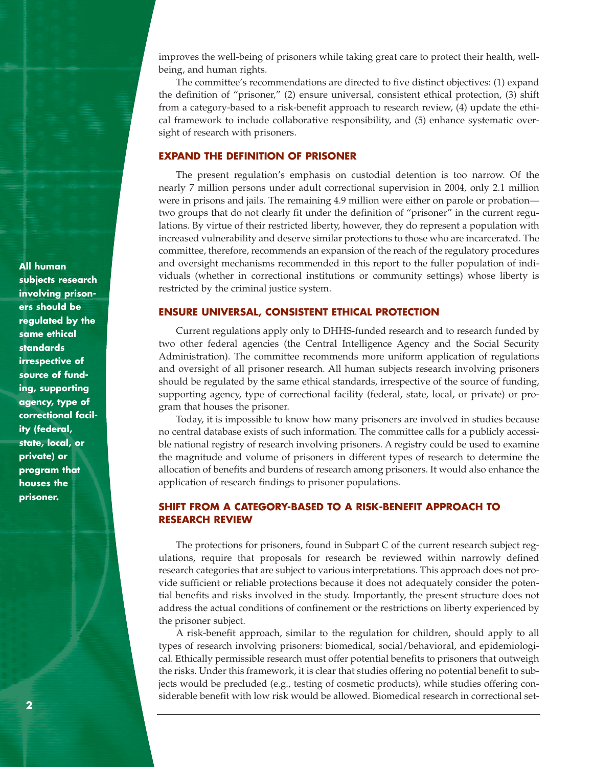improves the well-being of prisoners while taking great care to protect their health, well-being, and human rights.

The committee's recommendations are directed to five distinct objectives: (1) expand the definition of "prisoner," (2) ensure universal, consistent ethical protection, (3) shift from a category-based to a risk-benefit approach to research review, (4) update the ethical framework to include collaborative responsibility, and (5) enhance systematic oversight of research with prisoners.

## EXPAND THE DEFINITION OF PRISONER

The present regulation's emphasis on custodial detention is too narrow. Of the nearly 7 million persons under adult correctional supervision in 2004, only 2.1 million were in prisons and jails. The remaining 4.9 million were either on parole or probation—two groups that do not clearly fit under the definition of "prisoner" in the current regulations. By virtue of their restricted liberty, however, they do represent a population with increased vulnerability and deserve similar protections to those who are incarcerated. The committee, therefore, recommends an expansion of the reach of the regulatory procedures and oversight mechanisms recommended in this report to the fuller population of individuals (whether in correctional institutions or community settings) whose liberty is restricted by the criminal justice system.

**All human subjects research involving prisoners should be regulated by the same ethical standards irrespective of source of funding, supporting agency, type of correctional facility (federal, state, local, or private) or program that houses the prisoner.**

## ENSURE UNIVERSAL, CONSISTENT ETHICAL PROTECTION

Current regulations apply only to DHHS-funded research and to research funded by two other federal agencies (the Central Intelligence Agency and the Social Security Administration). The committee recommends more uniform application of regulations and oversight of all prisoner research. All human subjects research involving prisoners should be regulated by the same ethical standards, irrespective of the source of funding, supporting agency, type of correctional facility (federal, state, local, or private) or program that houses the prisoner.

Today, it is impossible to know how many prisoners are involved in studies because no central database exists of such information. The committee calls for a publicly accessible national registry of research involving prisoners. A registry could be used to examine the magnitude and volume of prisoners in different types of research to determine the allocation of benefits and burdens of research among prisoners. It would also enhance the application of research findings to prisoner populations.

## SHIFT FROM A CATEGORY-BASED TO A RISK-BENEFIT APPROACH TO RESEARCH REVIEW

The protections for prisoners, found in Subpart C of the current research subject regulations, require that proposals for research be reviewed within narrowly defined research categories that are subject to various interpretations. This approach does not provide sufficient or reliable protections because it does not adequately consider the potential benefits and risks involved in the study. Importantly, the present structure does not address the actual conditions of confinement or the restrictions on liberty experienced by the prisoner subject.

A risk-benefit approach, similar to the regulation for children, should apply to all types of research involving prisoners: biomedical, social/behavioral, and epidemiological. Ethically permissible research must offer potential benefits to prisoners that outweigh the risks. Under this framework, it is clear that studies offering no potential benefit to subjects would be precluded (e.g., testing of cosmetic products), while studies offering considerable benefit with low risk would be allowed. Biomedical research in correctional set-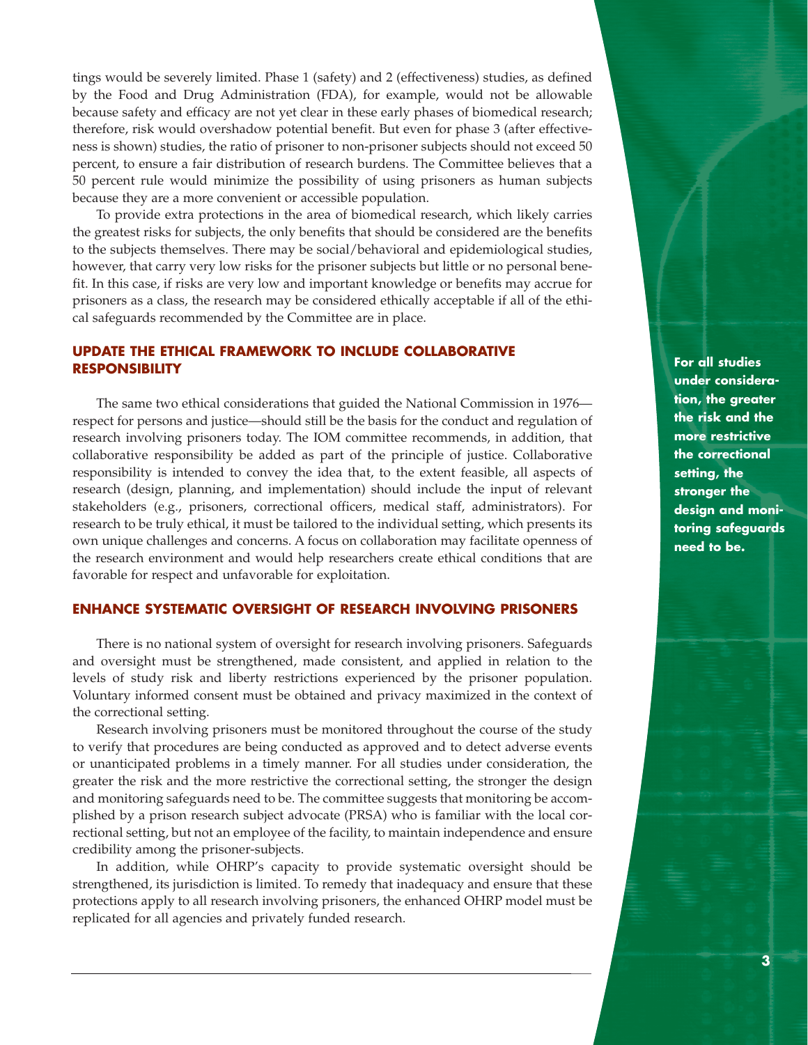tings would be severely limited. Phase 1 (safety) and 2 (effectiveness) studies, as defined by the Food and Drug Administration (FDA), for example, would not be allowable because safety and efficacy are not yet clear in these early phases of biomedical research; therefore, risk would overshadow potential benefit. But even for phase 3 (after effectiveness is shown) studies, the ratio of prisoner to non-prisoner subjects should not exceed 50 percent, to ensure a fair distribution of research burdens. The Committee believes that a 50 percent rule would minimize the possibility of using prisoners as human subjects because they are a more convenient or accessible population.

To provide extra protections in the area of biomedical research, which likely carries the greatest risks for subjects, the only benefits that should be considered are the benefits to the subjects themselves. There may be social/behavioral and epidemiological studies, however, that carry very low risks for the prisoner subjects but little or no personal benefit. In this case, if risks are very low and important knowledge or benefits may accrue for prisoners as a class, the research may be considered ethically acceptable if all of the ethical safeguards recommended by the Committee are in place.

## UPDATE THE ETHICAL FRAMEWORK TO INCLUDE COLLABORATIVE RESPONSIBILITY

The same two ethical considerations that guided the National Commission in 1976—respect for persons and justice—should still be the basis for the conduct and regulation of research involving prisoners today. The IOM committee recommends, in addition, that collaborative responsibility be added as part of the principle of justice. Collaborative responsibility is intended to convey the idea that, to the extent feasible, all aspects of research (design, planning, and implementation) should include the input of relevant stakeholders (e.g., prisoners, correctional officers, medical staff, administrators). For research to be truly ethical, it must be tailored to the individual setting, which presents its own unique challenges and concerns. A focus on collaboration may facilitate openness of the research environment and would help researchers create ethical conditions that are favorable for respect and unfavorable for exploitation.

**For all studies under consideration, the greater the risk and the more restrictive the correctional setting, the stronger the design and monitoring safeguards need to be.**

## ENHANCE SYSTEMATIC OVERSIGHT OF RESEARCH INVOLVING PRISONERS

There is no national system of oversight for research involving prisoners. Safeguards and oversight must be strengthened, made consistent, and applied in relation to the levels of study risk and liberty restrictions experienced by the prisoner population. Voluntary informed consent must be obtained and privacy maximized in the context of the correctional setting.

Research involving prisoners must be monitored throughout the course of the study to verify that procedures are being conducted as approved and to detect adverse events or unanticipated problems in a timely manner. For all studies under consideration, the greater the risk and the more restrictive the correctional setting, the stronger the design and monitoring safeguards need to be. The committee suggests that monitoring be accomplished by a prison research subject advocate (PRSA) who is familiar with the local correctional setting, but not an employee of the facility, to maintain independence and ensure credibility among the prisoner-subjects.

In addition, while OHRP's capacity to provide systematic oversight should be strengthened, its jurisdiction is limited. To remedy that inadequacy and ensure that these protections apply to all research involving prisoners, the enhanced OHRP model must be replicated for all agencies and privately funded research.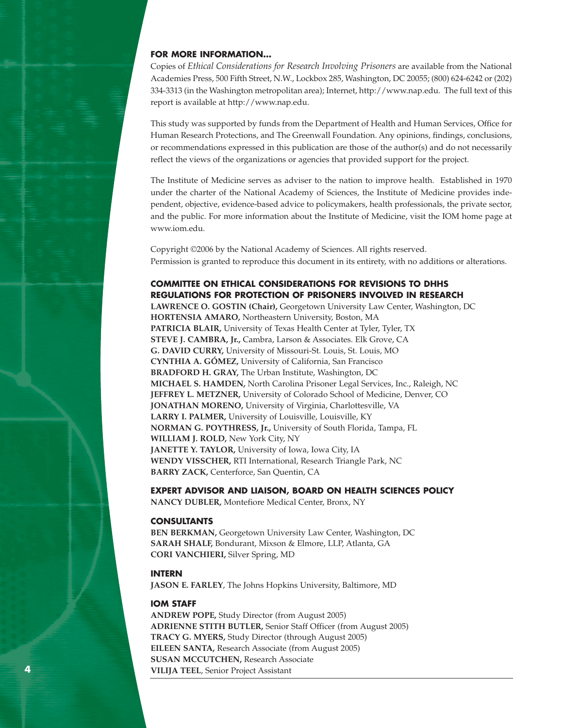## FOR MORE INFORMATION...

Copies of *Ethical Considerations for Research Involving Prisoners* are available from the National Academies Press, 500 Fifth Street, N.W., Lockbox 285, Washington, DC 20055; (800) 624-6242 or (202) 334-3313 (in the Washington metropolitan area); Internet, http://www.nap.edu. The full text of this report is available at http://www.nap.edu.

This study was supported by funds from the Department of Health and Human Services, Office for Human Research Protections, and The Greenwall Foundation. Any opinions, findings, conclusions, or recommendations expressed in this publication are those of the author(s) and do not necessarily reflect the views of the organizations or agencies that provided support for the project.

The Institute of Medicine serves as adviser to the nation to improve health. Established in 1970 under the charter of the National Academy of Sciences, the Institute of Medicine provides independent, objective, evidence-based advice to policymakers, health professionals, the private sector, and the public. For more information about the Institute of Medicine, visit the IOM home page at www.iom.edu.

Copyright ©2006 by the National Academy of Sciences. All rights reserved.
Permission is granted to reproduce this document in its entirety, with no additions or alterations.

## COMMITTEE ON ETHICAL CONSIDERATIONS FOR REVISIONS TO DHHS REGULATIONS FOR PROTECTION OF PRISONERS INVOLVED IN RESEARCH

**LAWRENCE O. GOSTIN (Chair),** Georgetown University Law Center, Washington, DC
**HORTENSIA AMARO,** Northeastern University, Boston, MA
**PATRICIA BLAIR,** University of Texas Health Center at Tyler, Tyler, TX
**STEVE J. CAMBRA, Jr.,** Cambra, Larson & Associates. Elk Grove, CA
**G. DAVID CURRY,** University of Missouri-St. Louis, St. Louis, MO
**CYNTHIA A. GÓMEZ,** University of California, San Francisco
**BRADFORD H. GRAY,** The Urban Institute, Washington, DC
**MICHAEL S. HAMDEN,** North Carolina Prisoner Legal Services, Inc., Raleigh, NC
**JEFFREY L. METZNER,** University of Colorado School of Medicine, Denver, CO
**JONATHAN MORENO,** University of Virginia, Charlottesville, VA
**LARRY I. PALMER,** University of Louisville, Louisville, KY
**NORMAN G. POYTHRESS, Jr.,** University of South Florida, Tampa, FL
**WILLIAM J. ROLD,** New York City, NY
**JANETTE Y. TAYLOR,** University of Iowa, Iowa City, IA
**WENDY VISSCHER,** RTI International, Research Triangle Park, NC
**BARRY ZACK,** Centerforce, San Quentin, CA

## EXPERT ADVISOR AND LIAISON, BOARD ON HEALTH SCIENCES POLICY

**NANCY DUBLER,** Montefiore Medical Center, Bronx, NY

## CONSULTANTS

**BEN BERKMAN,** Georgetown University Law Center, Washington, DC
**SARAH SHALF,** Bondurant, Mixson & Elmore, LLP, Atlanta, GA
**CORI VANCHIERI,** Silver Spring, MD

## INTERN

**JASON E. FARLEY**, The Johns Hopkins University, Baltimore, MD

## IOM STAFF

**ANDREW POPE,** Study Director (from August 2005)
**ADRIENNE STITH BUTLER,** Senior Staff Officer (from August 2005)
**TRACY G. MYERS,** Study Director (through August 2005)
**EILEEN SANTA,** Research Associate (from August 2005)
**SUSAN MCCUTCHEN,** Research Associate
**VILIJA TEEL**, Senior Project Assistant